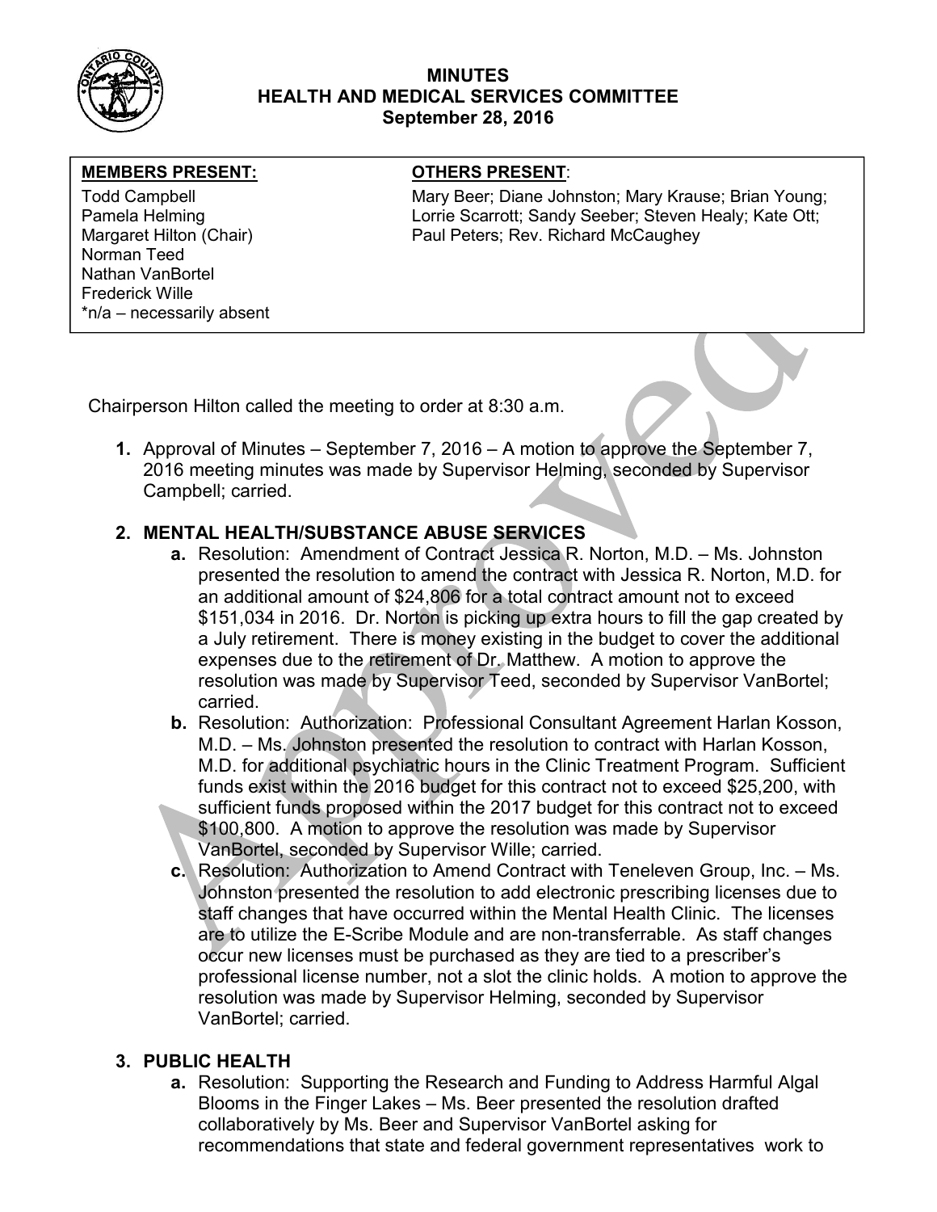# MINUTES
## HEALTH AND MEDICAL SERVICES COMMITTEE
### September 28, 2016

| MEMBERS PRESENT: | OTHERS PRESENT: |
|---|---|
| Todd Campbell<br>Pamela Helming<br>Margaret Hilton (Chair)<br>Norman Teed<br>Nathan VanBortel<br>Frederick Wille<br>*n/a – necessarily absent | Mary Beer; Diane Johnston; Mary Krause; Brian Young; Lorrie Scarrott; Sandy Seeber; Steven Healy; Kate Ott; Paul Peters; Rev. Richard McCaughey |

Chairperson Hilton called the meeting to order at 8:30 a.m.

1. Approval of Minutes – September 7, 2016 – A motion to approve the September 7, 2016 meeting minutes was made by Supervisor Helming, seconded by Supervisor Campbell; carried.

2. **MENTAL HEALTH/SUBSTANCE ABUSE SERVICES**
   a. Resolution: Amendment of Contract Jessica R. Norton, M.D. – Ms. Johnston presented the resolution to amend the contract with Jessica R. Norton, M.D. for an additional amount of $24,806 for a total contract amount not to exceed $151,034 in 2016. Dr. Norton is picking up extra hours to fill the gap created by a July retirement. There is money existing in the budget to cover the additional expenses due to the retirement of Dr. Matthew. A motion to approve the resolution was made by Supervisor Teed, seconded by Supervisor VanBortel; carried.
   b. Resolution: Authorization: Professional Consultant Agreement Harlan Kosson, M.D. – Ms. Johnston presented the resolution to contract with Harlan Kosson, M.D. for additional psychiatric hours in the Clinic Treatment Program. Sufficient funds exist within the 2016 budget for this contract not to exceed $25,200, with sufficient funds proposed within the 2017 budget for this contract not to exceed $100,800. A motion to approve the resolution was made by Supervisor VanBortel, seconded by Supervisor Wille; carried.
   c. Resolution: Authorization to Amend Contract with Teneleven Group, Inc. – Ms. Johnston presented the resolution to add electronic prescribing licenses due to staff changes that have occurred within the Mental Health Clinic. The licenses are to utilize the E-Scribe Module and are non-transferrable. As staff changes occur new licenses must be purchased as they are tied to a prescriber's professional license number, not a slot the clinic holds. A motion to approve the resolution was made by Supervisor Helming, seconded by Supervisor VanBortel; carried.

3. **PUBLIC HEALTH**
   a. Resolution: Supporting the Research and Funding to Address Harmful Algal Blooms in the Finger Lakes – Ms. Beer presented the resolution drafted collaboratively by Ms. Beer and Supervisor VanBortel asking for recommendations that state and federal government representatives work to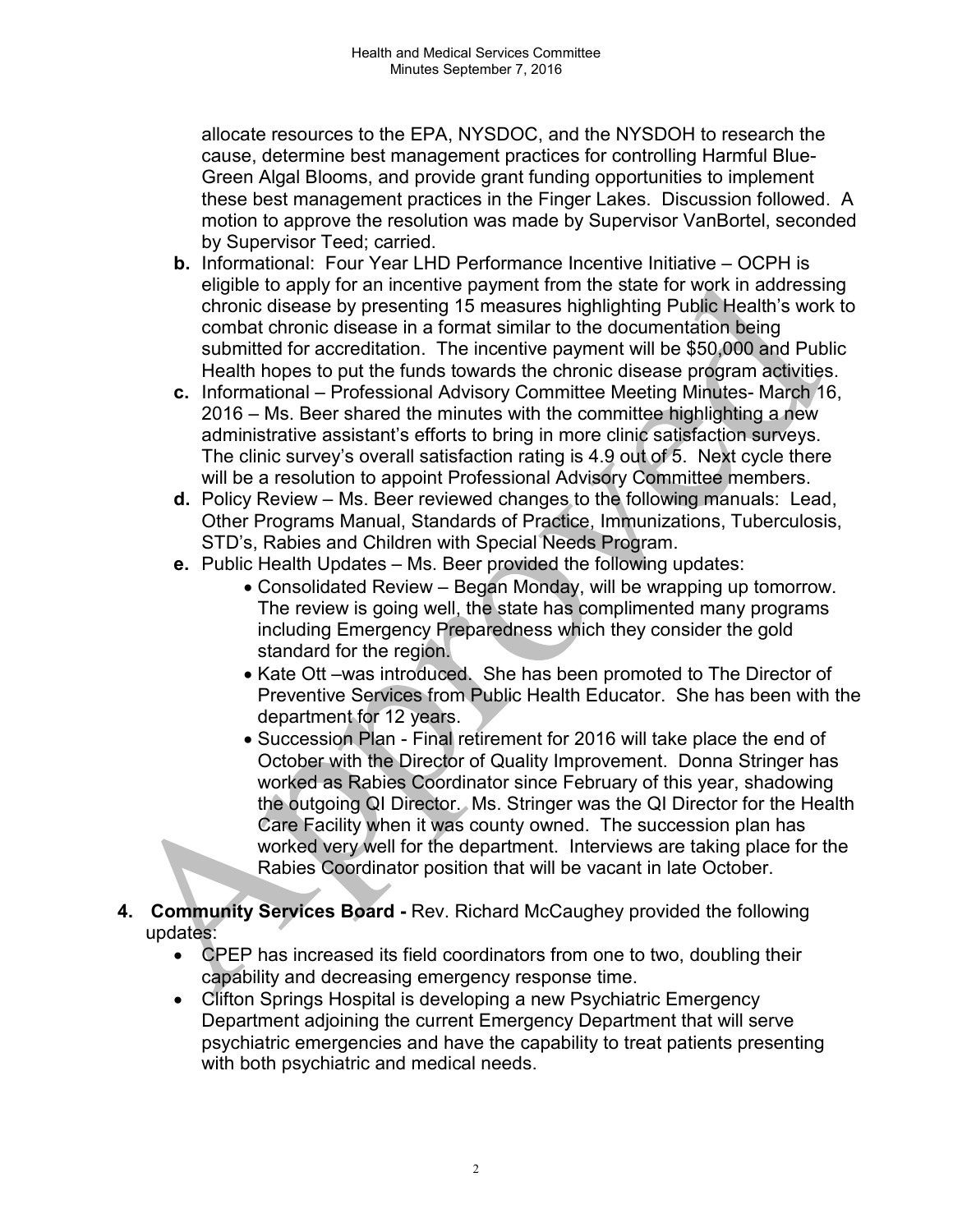allocate resources to the EPA, NYSDOC, and the NYSDOH to research the cause, determine best management practices for controlling Harmful Blue-Green Algal Blooms, and provide grant funding opportunities to implement these best management practices in the Finger Lakes. Discussion followed. A motion to approve the resolution was made by Supervisor VanBortel, seconded by Supervisor Teed; carried.

**b.** Informational: Four Year LHD Performance Incentive Initiative – OCPH is eligible to apply for an incentive payment from the state for work in addressing chronic disease by presenting 15 measures highlighting Public Health's work to combat chronic disease in a format similar to the documentation being submitted for accreditation. The incentive payment will be $50,000 and Public Health hopes to put the funds towards the chronic disease program activities.

**c.** Informational – Professional Advisory Committee Meeting Minutes- March 16, 2016 – Ms. Beer shared the minutes with the committee highlighting a new administrative assistant's efforts to bring in more clinic satisfaction surveys. The clinic survey's overall satisfaction rating is 4.9 out of 5. Next cycle there will be a resolution to appoint Professional Advisory Committee members.

**d.** Policy Review – Ms. Beer reviewed changes to the following manuals: Lead, Other Programs Manual, Standards of Practice, Immunizations, Tuberculosis, STD's, Rabies and Children with Special Needs Program.

**e.** Public Health Updates – Ms. Beer provided the following updates:

- Consolidated Review – Began Monday, will be wrapping up tomorrow. The review is going well, the state has complimented many programs including Emergency Preparedness which they consider the gold standard for the region.
- Kate Ott –was introduced. She has been promoted to The Director of Preventive Services from Public Health Educator. She has been with the department for 12 years.
- Succession Plan - Final retirement for 2016 will take place the end of October with the Director of Quality Improvement. Donna Stringer has worked as Rabies Coordinator since February of this year, shadowing the outgoing QI Director. Ms. Stringer was the QI Director for the Health Care Facility when it was county owned. The succession plan has worked very well for the department. Interviews are taking place for the Rabies Coordinator position that will be vacant in late October.

**4. Community Services Board -** Rev. Richard McCaughey provided the following updates:

- CPEP has increased its field coordinators from one to two, doubling their capability and decreasing emergency response time.
- Clifton Springs Hospital is developing a new Psychiatric Emergency Department adjoining the current Emergency Department that will serve psychiatric emergencies and have the capability to treat patients presenting with both psychiatric and medical needs.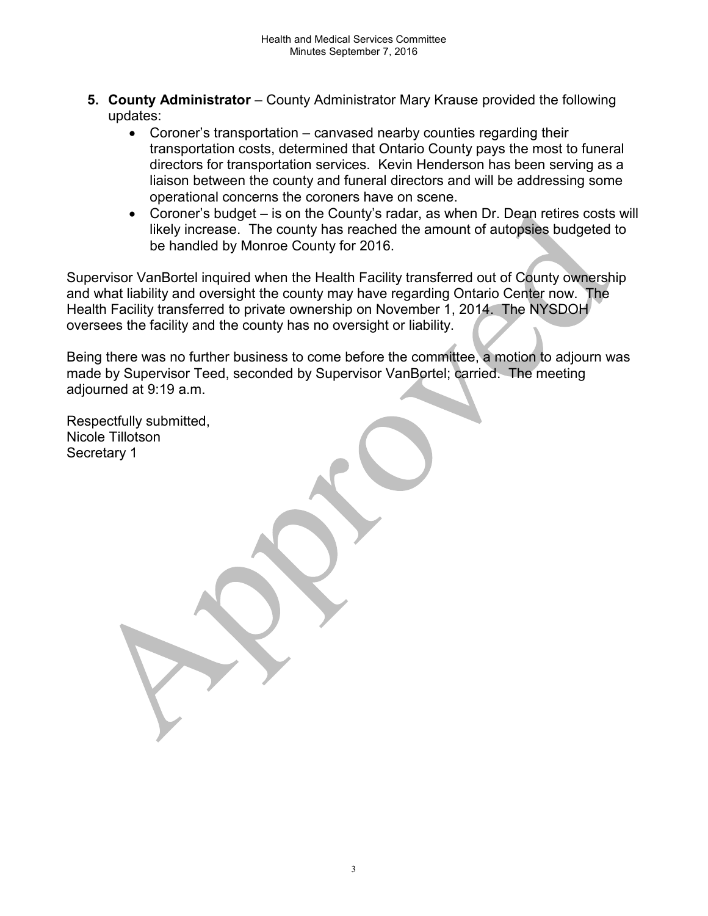5. **County Administrator** – County Administrator Mary Krause provided the following updates:
   - Coroner's transportation – canvased nearby counties regarding their transportation costs, determined that Ontario County pays the most to funeral directors for transportation services. Kevin Henderson has been serving as a liaison between the county and funeral directors and will be addressing some operational concerns the coroners have on scene.
   - Coroner's budget – is on the County's radar, as when Dr. Dean retires costs will likely increase. The county has reached the amount of autopsies budgeted to be handled by Monroe County for 2016.

Supervisor VanBortel inquired when the Health Facility transferred out of County ownership and what liability and oversight the county may have regarding Ontario Center now. The Health Facility transferred to private ownership on November 1, 2014. The NYSDOH oversees the facility and the county has no oversight or liability.

Being there was no further business to come before the committee, a motion to adjourn was made by Supervisor Teed, seconded by Supervisor VanBortel; carried. The meeting adjourned at 9:19 a.m.

Respectfully submitted,
Nicole Tillotson
Secretary 1